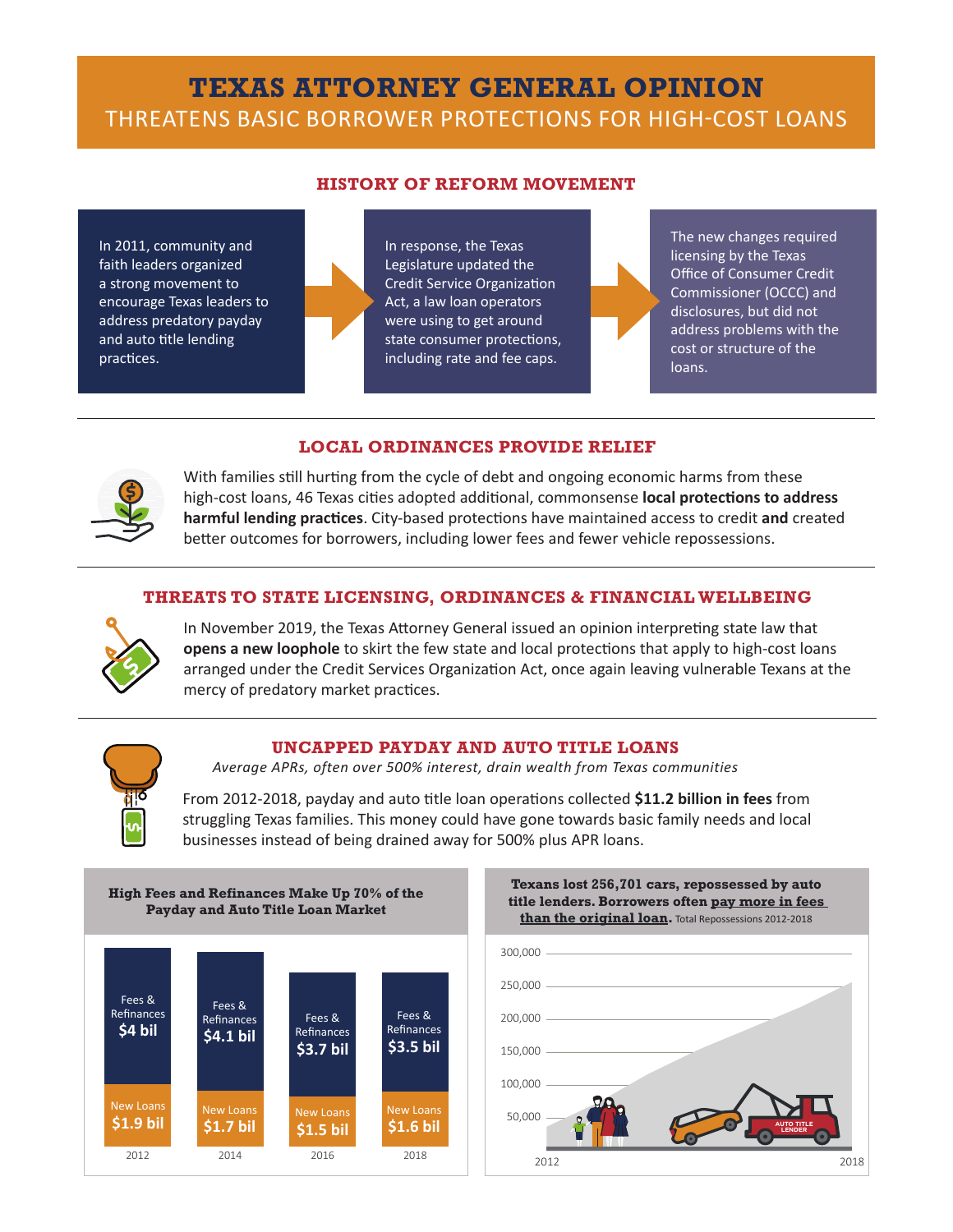# TEXAS ATTORNEY GENERAL OPINION

## THREATENS BASIC BORROWER PROTECTIONS FOR HIGH-COST LOANS

### HISTORY OF REFORM MOVEMENT

In 2011, community and faith leaders organized a strong movement to encourage Texas leaders to address predatory payday and auto title lending practices.

In response, the Texas Legislature updated the Credit Service Organization Act, a law loan operators were using to get around state consumer protections, including rate and fee caps.

The new changes required licensing by the Texas Office of Consumer Credit Commissioner (OCCC) and disclosures, but did not address problems with the cost or structure of the loans.

### LOCAL ORDINANCES PROVIDE RELIEF

With families still hurting from the cycle of debt and ongoing economic harms from these high-cost loans, 46 Texas cities adopted additional, commonsense **local protections to address harmful lending practices**. City-based protections have maintained access to credit **and** created better outcomes for borrowers, including lower fees and fewer vehicle repossessions.

### THREATS TO STATE LICENSING, ORDINANCES & FINANCIAL WELLBEING

In November 2019, the Texas Attorney General issued an opinion interpreting state law that **opens a new loophole** to skirt the few state and local protections that apply to high-cost loans arranged under the Credit Services Organization Act, once again leaving vulnerable Texans at the mercy of predatory market practices.

### UNCAPPED PAYDAY AND AUTO TITLE LOANS

*Average APRs, often over 500% interest, drain wealth from Texas communities*

From 2012-2018, payday and auto title loan operations collected **$11.2 billion in fees** from struggling Texas families. This money could have gone towards basic family needs and local businesses instead of being drained away for 500% plus APR loans.

**High Fees and Refinances Make Up 70% of the Payday and Auto Title Loan Market**

| Year | Fees & Refinances | New Loans |
|---|---|---|
| 2012 | $4 bil | $1.9 bil |
| 2014 | $4.1 bil | $1.7 bil |
| 2016 | $3.7 bil | $1.5 bil |
| 2018 | $3.5 bil | $1.6 bil |

**Texans lost 256,701 cars, repossessed by auto title lenders. Borrowers often pay more in fees than the original loan.** Total Repossessions 2012-2018

(Chart: cumulative repossessions rising from 2012 to 2018; y-axis 50,000–300,000; label: AUTO TITLE LENDER)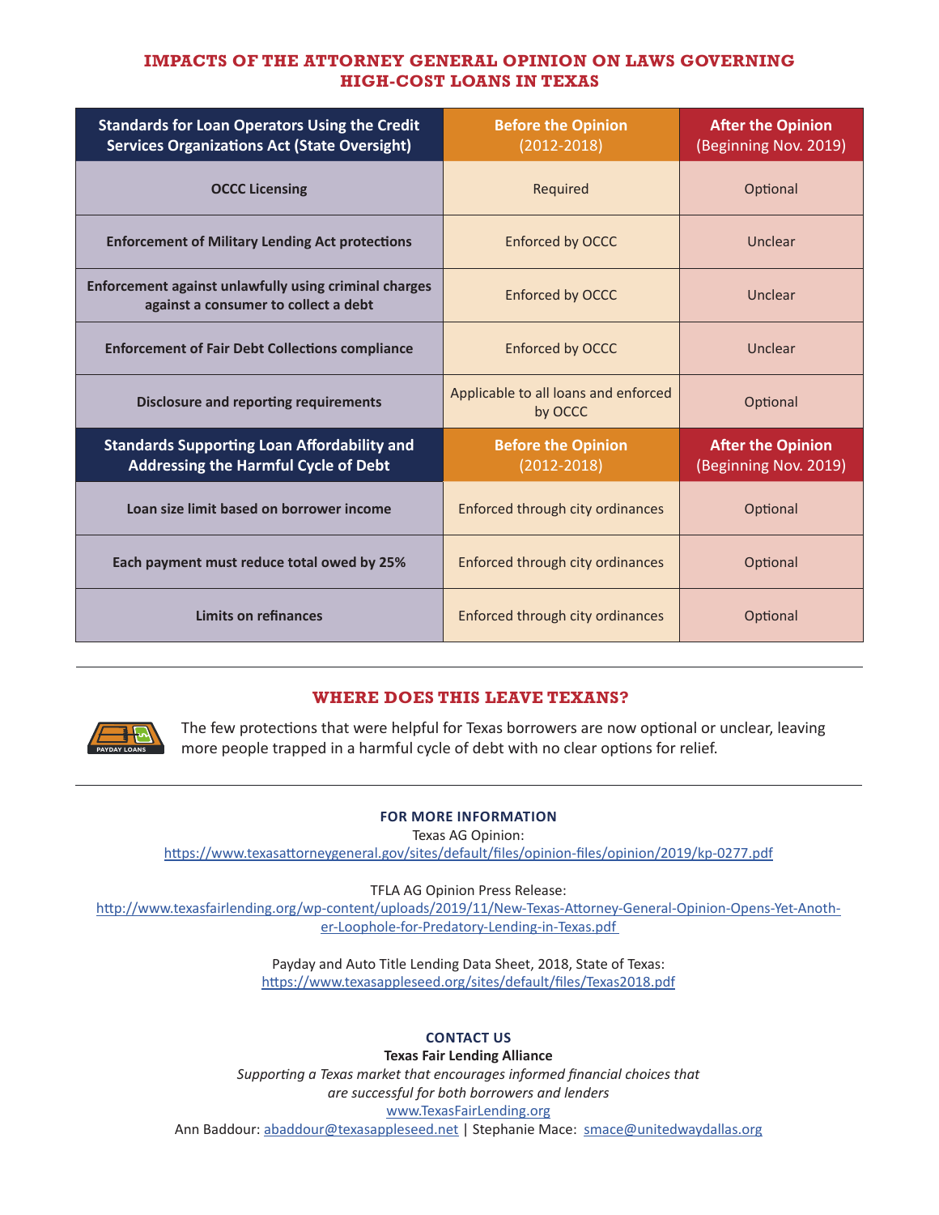## IMPACTS OF THE ATTORNEY GENERAL OPINION ON LAWS GOVERNING HIGH-COST LOANS IN TEXAS

| Standards for Loan Operators Using the Credit Services Organizations Act (State Oversight) | Before the Opinion (2012-2018) | After the Opinion (Beginning Nov. 2019) |
|---|---|---|
| OCCC Licensing | Required | Optional |
| Enforcement of Military Lending Act protections | Enforced by OCCC | Unclear |
| Enforcement against unlawfully using criminal charges against a consumer to collect a debt | Enforced by OCCC | Unclear |
| Enforcement of Fair Debt Collections compliance | Enforced by OCCC | Unclear |
| Disclosure and reporting requirements | Applicable to all loans and enforced by OCCC | Optional |
| **Standards Supporting Loan Affordability and Addressing the Harmful Cycle of Debt** | **Before the Opinion (2012-2018)** | **After the Opinion (Beginning Nov. 2019)** |
| Loan size limit based on borrower income | Enforced through city ordinances | Optional |
| Each payment must reduce total owed by 25% | Enforced through city ordinances | Optional |
| Limits on refinances | Enforced through city ordinances | Optional |

## WHERE DOES THIS LEAVE TEXANS?

PAYDAY LOANS

The few protections that were helpful for Texas borrowers are now optional or unclear, leaving more people trapped in a harmful cycle of debt with no clear options for relief.

**FOR MORE INFORMATION**

Texas AG Opinion:
https://www.texasattorneygeneral.gov/sites/default/files/opinion-files/opinion/2019/kp-0277.pdf

TFLA AG Opinion Press Release:
http://www.texasfairlending.org/wp-content/uploads/2019/11/New-Texas-Attorney-General-Opinion-Opens-Yet-Another-Loophole-for-Predatory-Lending-in-Texas.pdf

Payday and Auto Title Lending Data Sheet, 2018, State of Texas:
https://www.texasappleseed.org/sites/default/files/Texas2018.pdf

**CONTACT US**

**Texas Fair Lending Alliance**

*Supporting a Texas market that encourages informed financial choices that are successful for both borrowers and lenders*

www.TexasFairLending.org

Ann Baddour: abaddour@texasappleseed.net | Stephanie Mace: smace@unitedwaydallas.org